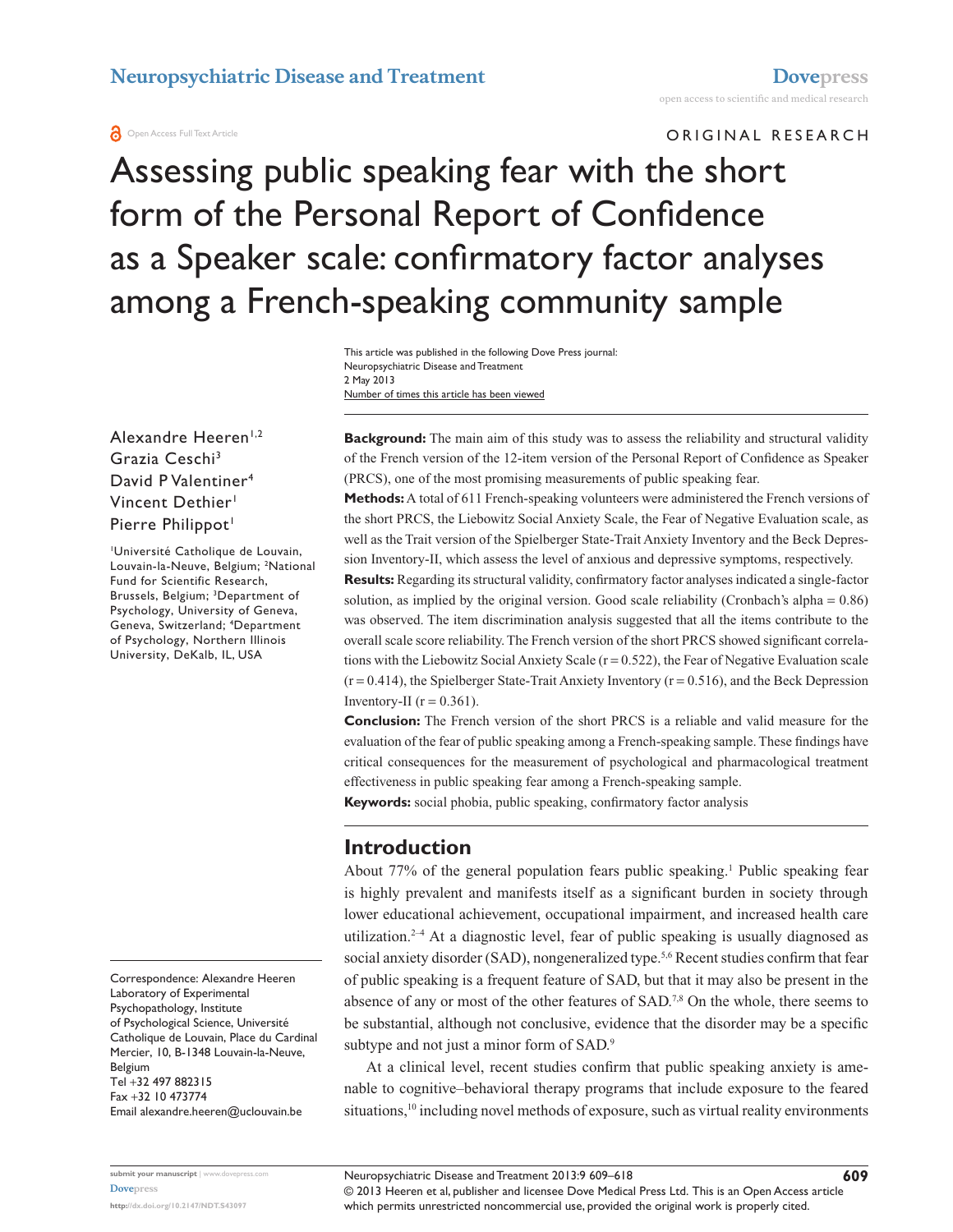ORIGINAL RESEARCH

# Assessing public speaking fear with the short form of the Personal Report of Confidence as a Speaker scale: confirmatory factor analyses among a French-speaking community sample

This article was published in the following Dove Press journal:
Neuropsychiatric Disease and Treatment
2 May 2013
Number of times this article has been viewed

Alexandre Heeren[1,2]
Grazia Ceschi[3]
David P Valentiner[4]
Vincent Dethier[1]
Pierre Philippot[1]

[1]Université Catholique de Louvain, Louvain-la-Neuve, Belgium; [2]National Fund for Scientific Research, Brussels, Belgium; [3]Department of Psychology, University of Geneva, Geneva, Switzerland; [4]Department of Psychology, Northern Illinois University, DeKalb, IL, USA

Correspondence: Alexandre Heeren
Laboratory of Experimental Psychopathology, Institute of Psychological Science, Université Catholique de Louvain, Place du Cardinal Mercier, 10, B-1348 Louvain-la-Neuve, Belgium
Tel +32 497 882315
Fax +32 10 473774
Email alexandre.heeren@uclouvain.be

**Background:** The main aim of this study was to assess the reliability and structural validity of the French version of the 12-item version of the Personal Report of Confidence as Speaker (PRCS), one of the most promising measurements of public speaking fear.

**Methods:** A total of 611 French-speaking volunteers were administered the French versions of the short PRCS, the Liebowitz Social Anxiety Scale, the Fear of Negative Evaluation scale, as well as the Trait version of the Spielberger State-Trait Anxiety Inventory and the Beck Depression Inventory-II, which assess the level of anxious and depressive symptoms, respectively.

**Results:** Regarding its structural validity, confirmatory factor analyses indicated a single-factor solution, as implied by the original version. Good scale reliability (Cronbach's alpha = 0.86) was observed. The item discrimination analysis suggested that all the items contribute to the overall scale score reliability. The French version of the short PRCS showed significant correlations with the Liebowitz Social Anxiety Scale (r = 0.522), the Fear of Negative Evaluation scale (r = 0.414), the Spielberger State-Trait Anxiety Inventory (r = 0.516), and the Beck Depression Inventory-II (r = 0.361).

**Conclusion:** The French version of the short PRCS is a reliable and valid measure for the evaluation of the fear of public speaking among a French-speaking sample. These findings have critical consequences for the measurement of psychological and pharmacological treatment effectiveness in public speaking fear among a French-speaking sample.

**Keywords:** social phobia, public speaking, confirmatory factor analysis

## Introduction

About 77% of the general population fears public speaking.[1] Public speaking fear is highly prevalent and manifests itself as a significant burden in society through lower educational achievement, occupational impairment, and increased health care utilization.[2–4] At a diagnostic level, fear of public speaking is usually diagnosed as social anxiety disorder (SAD), nongeneralized type.[5,6] Recent studies confirm that fear of public speaking is a frequent feature of SAD, but that it may also be present in the absence of any or most of the other features of SAD.[7,8] On the whole, there seems to be substantial, although not conclusive, evidence that the disorder may be a specific subtype and not just a minor form of SAD.[9]

At a clinical level, recent studies confirm that public speaking anxiety is amenable to cognitive–behavioral therapy programs that include exposure to the feared situations,[10] including novel methods of exposure, such as virtual reality environments

© 2013 Heeren et al, publisher and licensee Dove Medical Press Ltd. This is an Open Access article which permits unrestricted noncommercial use, provided the original work is properly cited.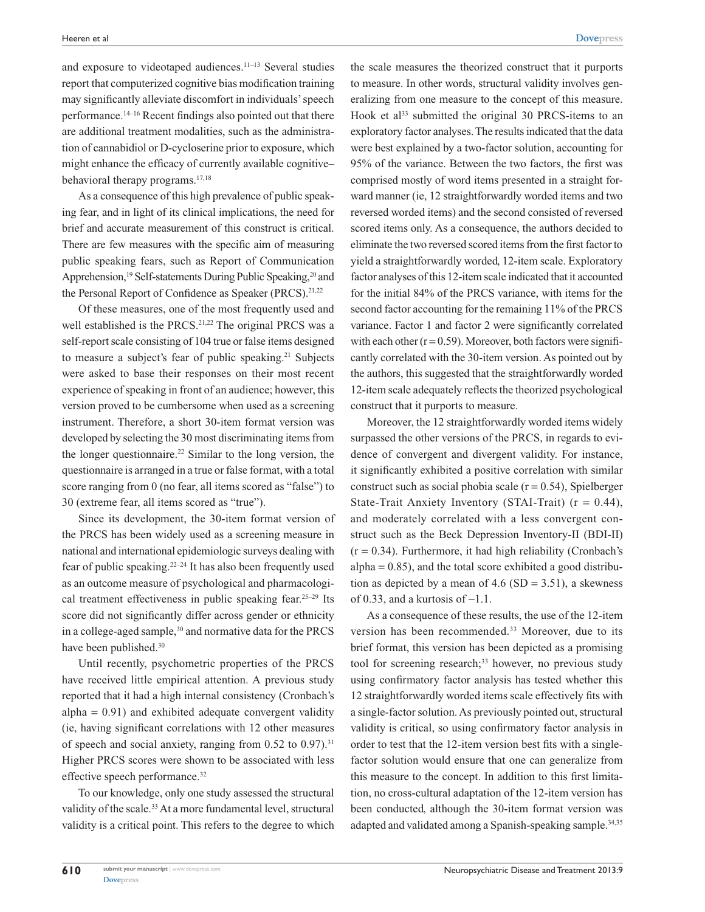and exposure to videotaped audiences.[11–13] Several studies report that computerized cognitive bias modification training may significantly alleviate discomfort in individuals' speech performance.[14–16] Recent findings also pointed out that there are additional treatment modalities, such as the administration of cannabidiol or D-cycloserine prior to exposure, which might enhance the efficacy of currently available cognitive–behavioral therapy programs.[17,18]

As a consequence of this high prevalence of public speaking fear, and in light of its clinical implications, the need for brief and accurate measurement of this construct is critical. There are few measures with the specific aim of measuring public speaking fears, such as Report of Communication Apprehension,[19] Self-statements During Public Speaking,[20] and the Personal Report of Confidence as Speaker (PRCS).[21,22]

Of these measures, one of the most frequently used and well established is the PRCS.[21,22] The original PRCS was a self-report scale consisting of 104 true or false items designed to measure a subject's fear of public speaking.[21] Subjects were asked to base their responses on their most recent experience of speaking in front of an audience; however, this version proved to be cumbersome when used as a screening instrument. Therefore, a short 30-item format version was developed by selecting the 30 most discriminating items from the longer questionnaire.[22] Similar to the long version, the questionnaire is arranged in a true or false format, with a total score ranging from 0 (no fear, all items scored as "false") to 30 (extreme fear, all items scored as "true").

Since its development, the 30-item format version of the PRCS has been widely used as a screening measure in national and international epidemiologic surveys dealing with fear of public speaking.[22–24] It has also been frequently used as an outcome measure of psychological and pharmacological treatment effectiveness in public speaking fear.[25–29] Its score did not significantly differ across gender or ethnicity in a college-aged sample,[30] and normative data for the PRCS have been published.[30]

Until recently, psychometric properties of the PRCS have received little empirical attention. A previous study reported that it had a high internal consistency (Cronbach's alpha = 0.91) and exhibited adequate convergent validity (ie, having significant correlations with 12 other measures of speech and social anxiety, ranging from 0.52 to 0.97).[31] Higher PRCS scores were shown to be associated with less effective speech performance.[32]

To our knowledge, only one study assessed the structural validity of the scale.[33] At a more fundamental level, structural validity is a critical point. This refers to the degree to which the scale measures the theorized construct that it purports to measure. In other words, structural validity involves generalizing from one measure to the concept of this measure. Hook et al[33] submitted the original 30 PRCS-items to an exploratory factor analyses. The results indicated that the data were best explained by a two-factor solution, accounting for 95% of the variance. Between the two factors, the first was comprised mostly of word items presented in a straight forward manner (ie, 12 straightforwardly worded items and two reversed worded items) and the second consisted of reversed scored items only. As a consequence, the authors decided to eliminate the two reversed scored items from the first factor to yield a straightforwardly worded, 12-item scale. Exploratory factor analyses of this 12-item scale indicated that it accounted for the initial 84% of the PRCS variance, with items for the second factor accounting for the remaining 11% of the PRCS variance. Factor 1 and factor 2 were significantly correlated with each other ($r = 0.59$). Moreover, both factors were significantly correlated with the 30-item version. As pointed out by the authors, this suggested that the straightforwardly worded 12-item scale adequately reflects the theorized psychological construct that it purports to measure.

Moreover, the 12 straightforwardly worded items widely surpassed the other versions of the PRCS, in regards to evidence of convergent and divergent validity. For instance, it significantly exhibited a positive correlation with similar construct such as social phobia scale ($r = 0.54$), Spielberger State-Trait Anxiety Inventory (STAI-Trait) ($r = 0.44$), and moderately correlated with a less convergent construct such as the Beck Depression Inventory-II (BDI-II) ($r = 0.34$). Furthermore, it had high reliability (Cronbach's alpha = 0.85), and the total score exhibited a good distribution as depicted by a mean of 4.6 (SD = 3.51), a skewness of 0.33, and a kurtosis of −1.1.

As a consequence of these results, the use of the 12-item version has been recommended.[33] Moreover, due to its brief format, this version has been depicted as a promising tool for screening research;[33] however, no previous study using confirmatory factor analysis has tested whether this 12 straightforwardly worded items scale effectively fits with a single-factor solution. As previously pointed out, structural validity is critical, so using confirmatory factor analysis in order to test that the 12-item version best fits with a single-factor solution would ensure that one can generalize from this measure to the concept. In addition to this first limitation, no cross-cultural adaptation of the 12-item version has been conducted, although the 30-item format version was adapted and validated among a Spanish-speaking sample.[34,35]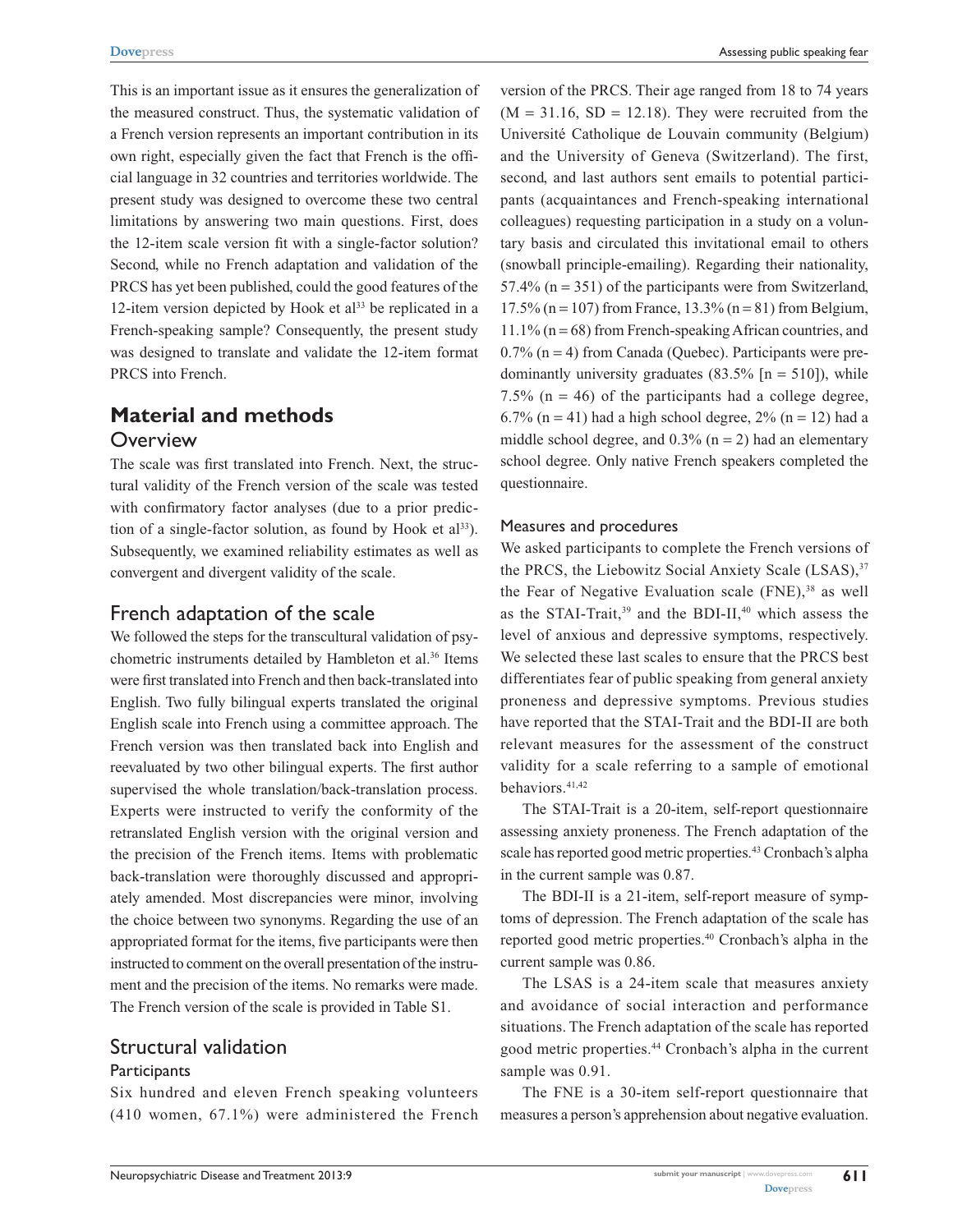This is an important issue as it ensures the generalization of the measured construct. Thus, the systematic validation of a French version represents an important contribution in its own right, especially given the fact that French is the official language in 32 countries and territories worldwide. The present study was designed to overcome these two central limitations by answering two main questions. First, does the 12-item scale version fit with a single-factor solution? Second, while no French adaptation and validation of the PRCS has yet been published, could the good features of the 12-item version depicted by Hook et al[33] be replicated in a French-speaking sample? Consequently, the present study was designed to translate and validate the 12-item format PRCS into French.

# Material and methods

## Overview

The scale was first translated into French. Next, the structural validity of the French version of the scale was tested with confirmatory factor analyses (due to a prior prediction of a single-factor solution, as found by Hook et al[33]). Subsequently, we examined reliability estimates as well as convergent and divergent validity of the scale.

## French adaptation of the scale

We followed the steps for the transcultural validation of psychometric instruments detailed by Hambleton et al.[36] Items were first translated into French and then back-translated into English. Two fully bilingual experts translated the original English scale into French using a committee approach. The French version was then translated back into English and reevaluated by two other bilingual experts. The first author supervised the whole translation/back-translation process. Experts were instructed to verify the conformity of the retranslated English version with the original version and the precision of the French items. Items with problematic back-translation were thoroughly discussed and appropriately amended. Most discrepancies were minor, involving the choice between two synonyms. Regarding the use of an appropriated format for the items, five participants were then instructed to comment on the overall presentation of the instrument and the precision of the items. No remarks were made. The French version of the scale is provided in Table S1.

## Structural validation

### Participants

Six hundred and eleven French speaking volunteers (410 women, 67.1%) were administered the French version of the PRCS. Their age ranged from 18 to 74 years (M = 31.16, SD = 12.18). They were recruited from the Université Catholique de Louvain community (Belgium) and the University of Geneva (Switzerland). The first, second, and last authors sent emails to potential participants (acquaintances and French-speaking international colleagues) requesting participation in a study on a voluntary basis and circulated this invitational email to others (snowball principle-emailing). Regarding their nationality, 57.4% (n = 351) of the participants were from Switzerland, 17.5% (n = 107) from France, 13.3% (n = 81) from Belgium, 11.1% (n = 68) from French-speaking African countries, and 0.7% (n = 4) from Canada (Quebec). Participants were predominantly university graduates (83.5% [n = 510]), while 7.5% (n = 46) of the participants had a college degree, 6.7% (n = 41) had a high school degree, 2% (n = 12) had a middle school degree, and 0.3% (n = 2) had an elementary school degree. Only native French speakers completed the questionnaire.

### Measures and procedures

We asked participants to complete the French versions of the PRCS, the Liebowitz Social Anxiety Scale (LSAS),[37] the Fear of Negative Evaluation scale (FNE),[38] as well as the STAI-Trait,[39] and the BDI-II,[40] which assess the level of anxious and depressive symptoms, respectively. We selected these last scales to ensure that the PRCS best differentiates fear of public speaking from general anxiety proneness and depressive symptoms. Previous studies have reported that the STAI-Trait and the BDI-II are both relevant measures for the assessment of the construct validity for a scale referring to a sample of emotional behaviors.[41,42]

The STAI-Trait is a 20-item, self-report questionnaire assessing anxiety proneness. The French adaptation of the scale has reported good metric properties.[43] Cronbach's alpha in the current sample was 0.87.

The BDI-II is a 21-item, self-report measure of symptoms of depression. The French adaptation of the scale has reported good metric properties.[40] Cronbach's alpha in the current sample was 0.86.

The LSAS is a 24-item scale that measures anxiety and avoidance of social interaction and performance situations. The French adaptation of the scale has reported good metric properties.[44] Cronbach's alpha in the current sample was 0.91.

The FNE is a 30-item self-report questionnaire that measures a person's apprehension about negative evaluation.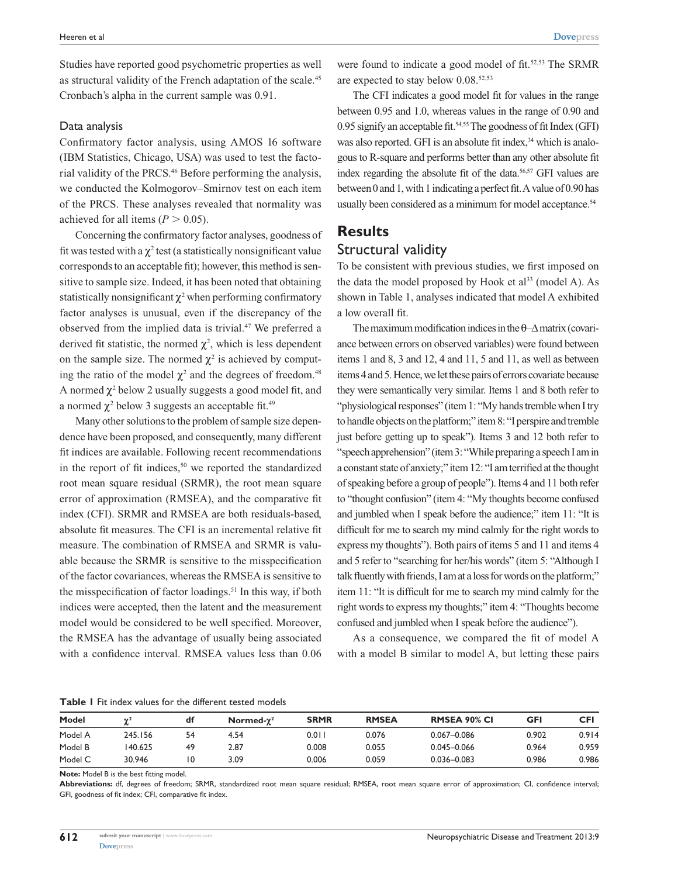Studies have reported good psychometric properties as well as structural validity of the French adaptation of the scale.[45] Cronbach's alpha in the current sample was 0.91.

### Data analysis

Confirmatory factor analysis, using AMOS 16 software (IBM Statistics, Chicago, USA) was used to test the factorial validity of the PRCS.[46] Before performing the analysis, we conducted the Kolmogorov–Smirnov test on each item of the PRCS. These analyses revealed that normality was achieved for all items ($P > 0.05$).

Concerning the confirmatory factor analyses, goodness of fit was tested with a $\chi^2$ test (a statistically nonsignificant value corresponds to an acceptable fit); however, this method is sensitive to sample size. Indeed, it has been noted that obtaining statistically nonsignificant $\chi^2$ when performing confirmatory factor analyses is unusual, even if the discrepancy of the observed from the implied data is trivial.[47] We preferred a derived fit statistic, the normed $\chi^2$, which is less dependent on the sample size. The normed $\chi^2$ is achieved by computing the ratio of the model $\chi^2$ and the degrees of freedom.[48] A normed $\chi^2$ below 2 usually suggests a good model fit, and a normed $\chi^2$ below 3 suggests an acceptable fit.[49]

Many other solutions to the problem of sample size dependence have been proposed, and consequently, many different fit indices are available. Following recent recommendations in the report of fit indices,[50] we reported the standardized root mean square residual (SRMR), the root mean square error of approximation (RMSEA), and the comparative fit index (CFI). SRMR and RMSEA are both residuals-based, absolute fit measures. The CFI is an incremental relative fit measure. The combination of RMSEA and SRMR is valuable because the SRMR is sensitive to the misspecification of the factor covariances, whereas the RMSEA is sensitive to the misspecification of factor loadings.[51] In this way, if both indices were accepted, then the latent and the measurement model would be considered to be well specified. Moreover, the RMSEA has the advantage of usually being associated with a confidence interval. RMSEA values less than 0.06 were found to indicate a good model of fit.[52,53] The SRMR are expected to stay below 0.08.[52,53]

The CFI indicates a good model fit for values in the range between 0.95 and 1.0, whereas values in the range of 0.90 and 0.95 signify an acceptable fit.[54,55] The goodness of fit Index (GFI) was also reported. GFI is an absolute fit index,[34] which is analogous to R-square and performs better than any other absolute fit index regarding the absolute fit of the data.[56,57] GFI values are between 0 and 1, with 1 indicating a perfect fit. A value of 0.90 has usually been considered as a minimum for model acceptance.[54]

## Results

### Structural validity

To be consistent with previous studies, we first imposed on the data the model proposed by Hook et al[33] (model A). As shown in Table 1, analyses indicated that model A exhibited a low overall fit.

The maximum modification indices in the θ–Δ matrix (covariance between errors on observed variables) were found between items 1 and 8, 3 and 12, 4 and 11, 5 and 11, as well as between items 4 and 5. Hence, we let these pairs of errors covariate because they were semantically very similar. Items 1 and 8 both refer to "physiological responses" (item 1: "My hands tremble when I try to handle objects on the platform;" item 8: "I perspire and tremble just before getting up to speak"). Items 3 and 12 both refer to "speech apprehension" (item 3: "While preparing a speech I am in a constant state of anxiety;" item 12: "I am terrified at the thought of speaking before a group of people"). Items 4 and 11 both refer to "thought confusion" (item 4: "My thoughts become confused and jumbled when I speak before the audience;" item 11: "It is difficult for me to search my mind calmly for the right words to express my thoughts"). Both pairs of items 5 and 11 and items 4 and 5 refer to "searching for her/his words" (item 5: "Although I talk fluently with friends, I am at a loss for words on the platform;" item 11: "It is difficult for me to search my mind calmly for the right words to express my thoughts;" item 4: "Thoughts become confused and jumbled when I speak before the audience").

As a consequence, we compared the fit of model A with a model B similar to model A, but letting these pairs

**Table 1** Fit index values for the different tested models

| Model | $\chi^2$ | df | Normed-$\chi^2$ | SRMR | RMSEA | RMSEA 90% CI | GFI | CFI |
|---|---|---|---|---|---|---|---|---|
| Model A | 245.156 | 54 | 4.54 | 0.011 | 0.076 | 0.067–0.086 | 0.902 | 0.914 |
| Model B | 140.625 | 49 | 2.87 | 0.008 | 0.055 | 0.045–0.066 | 0.964 | 0.959 |
| Model C | 30.946 | 10 | 3.09 | 0.006 | 0.059 | 0.036–0.083 | 0.986 | 0.986 |

**Note:** Model B is the best fitting model.

**Abbreviations:** df, degrees of freedom; SRMR, standardized root mean square residual; RMSEA, root mean square error of approximation; CI, confidence interval; GFI, goodness of fit index; CFI, comparative fit index.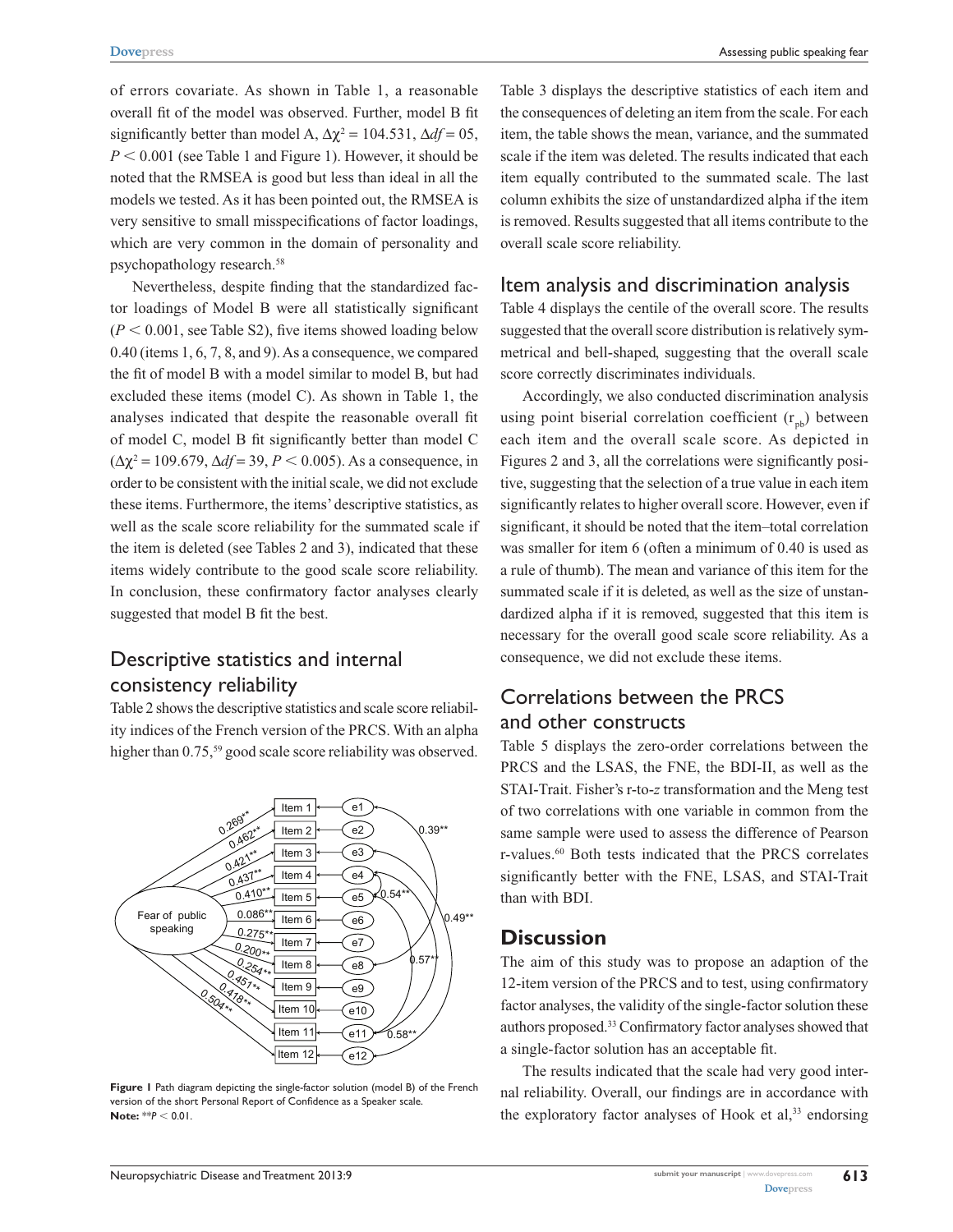of errors covariate. As shown in Table 1, a reasonable overall fit of the model was observed. Further, model B fit significantly better than model A, $\Delta\chi^2 = 104.531$, $\Delta df = 05$, $P < 0.001$ (see Table 1 and Figure 1). However, it should be noted that the RMSEA is good but less than ideal in all the models we tested. As it has been pointed out, the RMSEA is very sensitive to small misspecifications of factor loadings, which are very common in the domain of personality and psychopathology research.[58]

Nevertheless, despite finding that the standardized factor loadings of Model B were all statistically significant ($P < 0.001$, see Table S2), five items showed loading below 0.40 (items 1, 6, 7, 8, and 9). As a consequence, we compared the fit of model B with a model similar to model B, but had excluded these items (model C). As shown in Table 1, the analyses indicated that despite the reasonable overall fit of model C, model B fit significantly better than model C ($\Delta\chi^2 = 109.679$, $\Delta df = 39$, $P < 0.005$). As a consequence, in order to be consistent with the initial scale, we did not exclude these items. Furthermore, the items' descriptive statistics, as well as the scale score reliability for the summated scale if the item is deleted (see Tables 2 and 3), indicated that these items widely contribute to the good scale score reliability. In conclusion, these confirmatory factor analyses clearly suggested that model B fit the best.

## Descriptive statistics and internal consistency reliability

Table 2 shows the descriptive statistics and scale score reliability indices of the French version of the PRCS. With an alpha higher than 0.75,[59] good scale score reliability was observed.

**Figure 1** Path diagram depicting the single-factor solution (model B) of the French version of the short Personal Report of Confidence as a Speaker scale.
**Note:** $^{**}P < 0.01$.

Table 3 displays the descriptive statistics of each item and the consequences of deleting an item from the scale. For each item, the table shows the mean, variance, and the summated scale if the item was deleted. The results indicated that each item equally contributed to the summated scale. The last column exhibits the size of unstandardized alpha if the item is removed. Results suggested that all items contribute to the overall scale score reliability.

## Item analysis and discrimination analysis

Table 4 displays the centile of the overall score. The results suggested that the overall score distribution is relatively symmetrical and bell-shaped, suggesting that the overall scale score correctly discriminates individuals.

Accordingly, we also conducted discrimination analysis using point biserial correlation coefficient ($r_{pb}$) between each item and the overall scale score. As depicted in Figures 2 and 3, all the correlations were significantly positive, suggesting that the selection of a true value in each item significantly relates to higher overall score. However, even if significant, it should be noted that the item–total correlation was smaller for item 6 (often a minimum of 0.40 is used as a rule of thumb). The mean and variance of this item for the summated scale if it is deleted, as well as the size of unstandardized alpha if it is removed, suggested that this item is necessary for the overall good scale score reliability. As a consequence, we did not exclude these items.

## Correlations between the PRCS and other constructs

Table 5 displays the zero-order correlations between the PRCS and the LSAS, the FNE, the BDI-II, as well as the STAI-Trait. Fisher's r-to-*z* transformation and the Meng test of two correlations with one variable in common from the same sample were used to assess the difference of Pearson r-values.[60] Both tests indicated that the PRCS correlates significantly better with the FNE, LSAS, and STAI-Trait than with BDI.

# Discussion

The aim of this study was to propose an adaption of the 12-item version of the PRCS and to test, using confirmatory factor analyses, the validity of the single-factor solution these authors proposed.[33] Confirmatory factor analyses showed that a single-factor solution has an acceptable fit.

The results indicated that the scale had very good internal reliability. Overall, our findings are in accordance with the exploratory factor analyses of Hook et al,[33] endorsing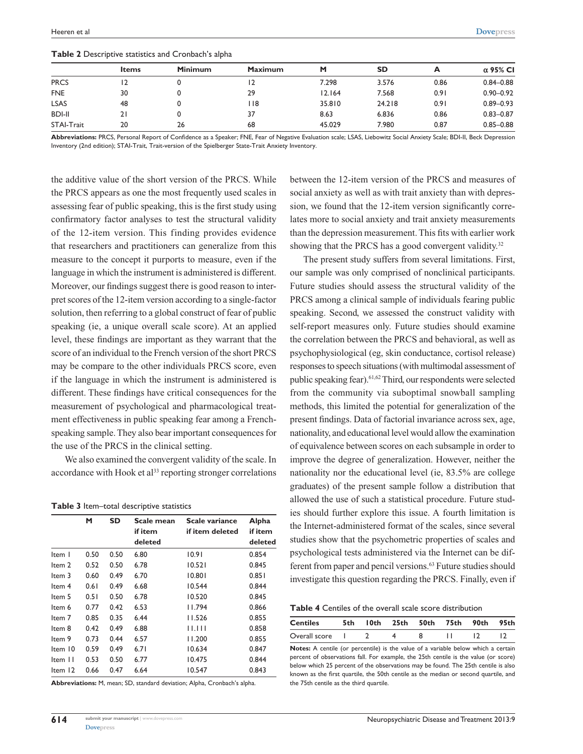**Table 2** Descriptive statistics and Cronbach's alpha

| | Items | Minimum | Maximum | M | SD | A | α 95% CI |
|---|---|---|---|---|---|---|---|
| PRCS | 12 | 0 | 12 | 7.298 | 3.576 | 0.86 | 0.84–0.88 |
| FNE | 30 | 0 | 29 | 12.164 | 7.568 | 0.91 | 0.90–0.92 |
| LSAS | 48 | 0 | 118 | 35.810 | 24.218 | 0.91 | 0.89–0.93 |
| BDI-II | 21 | 0 | 37 | 8.63 | 6.836 | 0.86 | 0.83–0.87 |
| STAI-Trait | 20 | 26 | 68 | 45.029 | 7.980 | 0.87 | 0.85–0.88 |

**Abbreviations:** PRCS, Personal Report of Confidence as a Speaker; FNE, Fear of Negative Evaluation scale; LSAS, Liebowitz Social Anxiety Scale; BDI-II, Beck Depression Inventory (2nd edition); STAI-Trait, Trait-version of the Spielberger State-Trait Anxiety Inventory.

the additive value of the short version of the PRCS. While the PRCS appears as one the most frequently used scales in assessing fear of public speaking, this is the first study using confirmatory factor analyses to test the structural validity of the 12-item version. This finding provides evidence that researchers and practitioners can generalize from this measure to the concept it purports to measure, even if the language in which the instrument is administered is different. Moreover, our findings suggest there is good reason to interpret scores of the 12-item version according to a single-factor solution, then referring to a global construct of fear of public speaking (ie, a unique overall scale score). At an applied level, these findings are important as they warrant that the score of an individual to the French version of the short PRCS may be compare to the other individuals PRCS score, even if the language in which the instrument is administered is different. These findings have critical consequences for the measurement of psychological and pharmacological treatment effectiveness in public speaking fear among a French-speaking sample. They also bear important consequences for the use of the PRCS in the clinical setting.

We also examined the convergent validity of the scale. In accordance with Hook et al[33] reporting stronger correlations between the 12-item version of the PRCS and measures of social anxiety as well as with trait anxiety than with depression, we found that the 12-item version significantly correlates more to social anxiety and trait anxiety measurements than the depression measurement. This fits with earlier work showing that the PRCS has a good convergent validity.[32]

**Table 3** Item–total descriptive statistics

| | M | SD | Scale mean if item deleted | Scale variance if item deleted | Alpha if item deleted |
|---|---|---|---|---|---|
| Item 1 | 0.50 | 0.50 | 6.80 | 10.91 | 0.854 |
| Item 2 | 0.52 | 0.50 | 6.78 | 10.521 | 0.845 |
| Item 3 | 0.60 | 0.49 | 6.70 | 10.801 | 0.851 |
| Item 4 | 0.61 | 0.49 | 6.68 | 10.544 | 0.844 |
| Item 5 | 0.51 | 0.50 | 6.78 | 10.520 | 0.845 |
| Item 6 | 0.77 | 0.42 | 6.53 | 11.794 | 0.866 |
| Item 7 | 0.85 | 0.35 | 6.44 | 11.526 | 0.855 |
| Item 8 | 0.42 | 0.49 | 6.88 | 11.111 | 0.858 |
| Item 9 | 0.73 | 0.44 | 6.57 | 11.200 | 0.855 |
| Item 10 | 0.59 | 0.49 | 6.71 | 10.634 | 0.847 |
| Item 11 | 0.53 | 0.50 | 6.77 | 10.475 | 0.844 |
| Item 12 | 0.66 | 0.47 | 6.64 | 10.547 | 0.843 |

**Abbreviations:** M, mean; SD, standard deviation; Alpha, Cronbach's alpha.

The present study suffers from several limitations. First, our sample was only comprised of nonclinical participants. Future studies should assess the structural validity of the PRCS among a clinical sample of individuals fearing public speaking. Second, we assessed the construct validity with self-report measures only. Future studies should examine the correlation between the PRCS and behavioral, as well as psychophysiological (eg, skin conductance, cortisol release) responses to speech situations (with multimodal assessment of public speaking fear).[61,62] Third, our respondents were selected from the community via suboptimal snowball sampling methods, this limited the potential for generalization of the present findings. Data of factorial invariance across sex, age, nationality, and educational level would allow the examination of equivalence between scores on each subsample in order to improve the degree of generalization. However, neither the nationality nor the educational level (ie, 83.5% are college graduates) of the present sample follow a distribution that allowed the use of such a statistical procedure. Future studies should further explore this issue. A fourth limitation is the Internet-administered format of the scales, since several studies show that the psychometric properties of scales and psychological tests administered via the Internet can be different from paper and pencil versions.[63] Future studies should investigate this question regarding the PRCS. Finally, even if

**Table 4** Centiles of the overall scale score distribution

| Centiles | 5th | 10th | 25th | 50th | 75th | 90th | 95th |
|---|---|---|---|---|---|---|---|
| Overall score | 1 | 2 | 4 | 8 | 11 | 12 | 12 |

**Notes:** A centile (or percentile) is the value of a variable below which a certain percent of observations fall. For example, the 25th centile is the value (or score) below which 25 percent of the observations may be found. The 25th centile is also known as the first quartile, the 50th centile as the median or second quartile, and the 75th centile as the third quartile.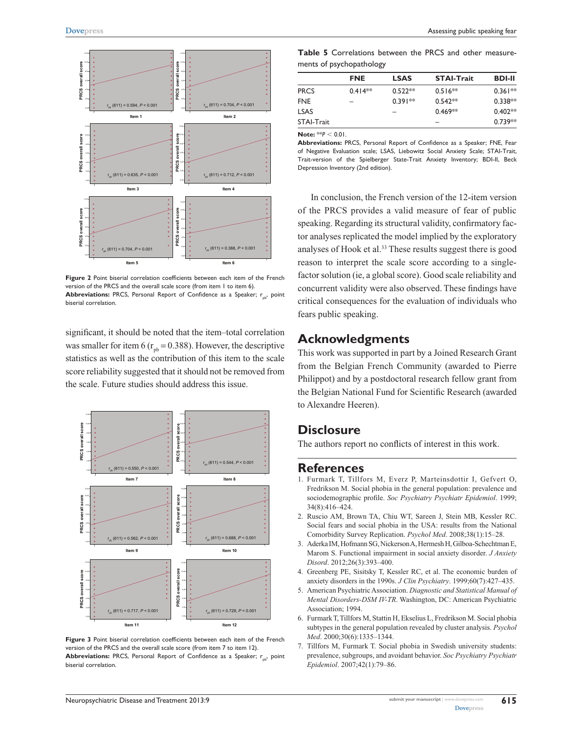Figure 2 Point biserial correlation coefficients between each item of the French version of the PRCS and the overall scale score (from item 1 to item 6).
**Abbreviations:** PRCS, Personal Report of Confidence as a Speaker; $r_{pb}$, point biserial correlation.

significant, it should be noted that the item–total correlation was smaller for item 6 ($r_{pb} = 0.388$). However, the descriptive statistics as well as the contribution of this item to the scale score reliability suggested that it should not be removed from the scale. Future studies should address this issue.

Figure 3 Point biserial correlation coefficients between each item of the French version of the PRCS and the overall scale score (from item 7 to item 12).
**Abbreviations:** PRCS, Personal Report of Confidence as a Speaker; $r_{pb}$, point biserial correlation.

**Table 5** Correlations between the PRCS and other measurements of psychopathology

| | FNE | LSAS | STAI-Trait | BDI-II |
|---|---|---|---|---|
| PRCS | 0.414** | 0.522** | 0.516** | 0.361** |
| FNE | – | 0.391** | 0.542** | 0.338** |
| LSAS | | – | 0.469** | 0.402** |
| STAI-Trait | | | – | 0.739** |

**Note:** **$P < 0.01$.
**Abbreviations:** PRCS, Personal Report of Confidence as a Speaker; FNE, Fear of Negative Evaluation scale; LSAS, Liebowitz Social Anxiety Scale; STAI-Trait, Trait-version of the Spielberger State-Trait Anxiety Inventory; BDI-II, Beck Depression Inventory (2nd edition).

In conclusion, the French version of the 12-item version of the PRCS provides a valid measure of fear of public speaking. Regarding its structural validity, confirmatory factor analyses replicated the model implied by the exploratory analyses of Hook et al.[33] These results suggest there is good reason to interpret the scale score according to a single-factor solution (ie, a global score). Good scale reliability and concurrent validity were also observed. These findings have critical consequences for the evaluation of individuals who fears public speaking.

## Acknowledgments

This work was supported in part by a Joined Research Grant from the Belgian French Community (awarded to Pierre Philippot) and by a postdoctoral research fellow grant from the Belgian National Fund for Scientific Research (awarded to Alexandre Heeren).

## Disclosure

The authors report no conflicts of interest in this work.

## References

1. Furmark T, Tillfors M, Everz P, Marteinsdottir I, Gefvert O, Fredrikson M. Social phobia in the general population: prevalence and sociodemographic profile. *Soc Psychiatry Psychiatr Epidemiol*. 1999; 34(8):416–424.
2. Ruscio AM, Brown TA, Chiu WT, Sareen J, Stein MB, Kessler RC. Social fears and social phobia in the USA: results from the National Comorbidity Survey Replication. *Psychol Med*. 2008;38(1):15–28.
3. Aderka IM, Hofmann SG, Nickerson A, Hermesh H, Gilboa-Schechtman E, Marom S. Functional impairment in social anxiety disorder. *J Anxiety Disord*. 2012;26(3):393–400.
4. Greenberg PE, Sisitsky T, Kessler RC, et al. The economic burden of anxiety disorders in the 1990s. *J Clin Psychiatry*. 1999;60(7):427–435.
5. American Psychiatric Association. *Diagnostic and Statistical Manual of Mental Disorders-DSM IV-TR*. Washington, DC: American Psychiatric Association; 1994.
6. Furmark T, Tillfors M, Stattin H, Ekselius L, Fredrikson M. Social phobia subtypes in the general population revealed by cluster analysis. *Psychol Med*. 2000;30(6):1335–1344.
7. Tillfors M, Furmark T. Social phobia in Swedish university students: prevalence, subgroups, and avoidant behavior. *Soc Psychiatry Psychiatr Epidemiol*. 2007;42(1):79–86.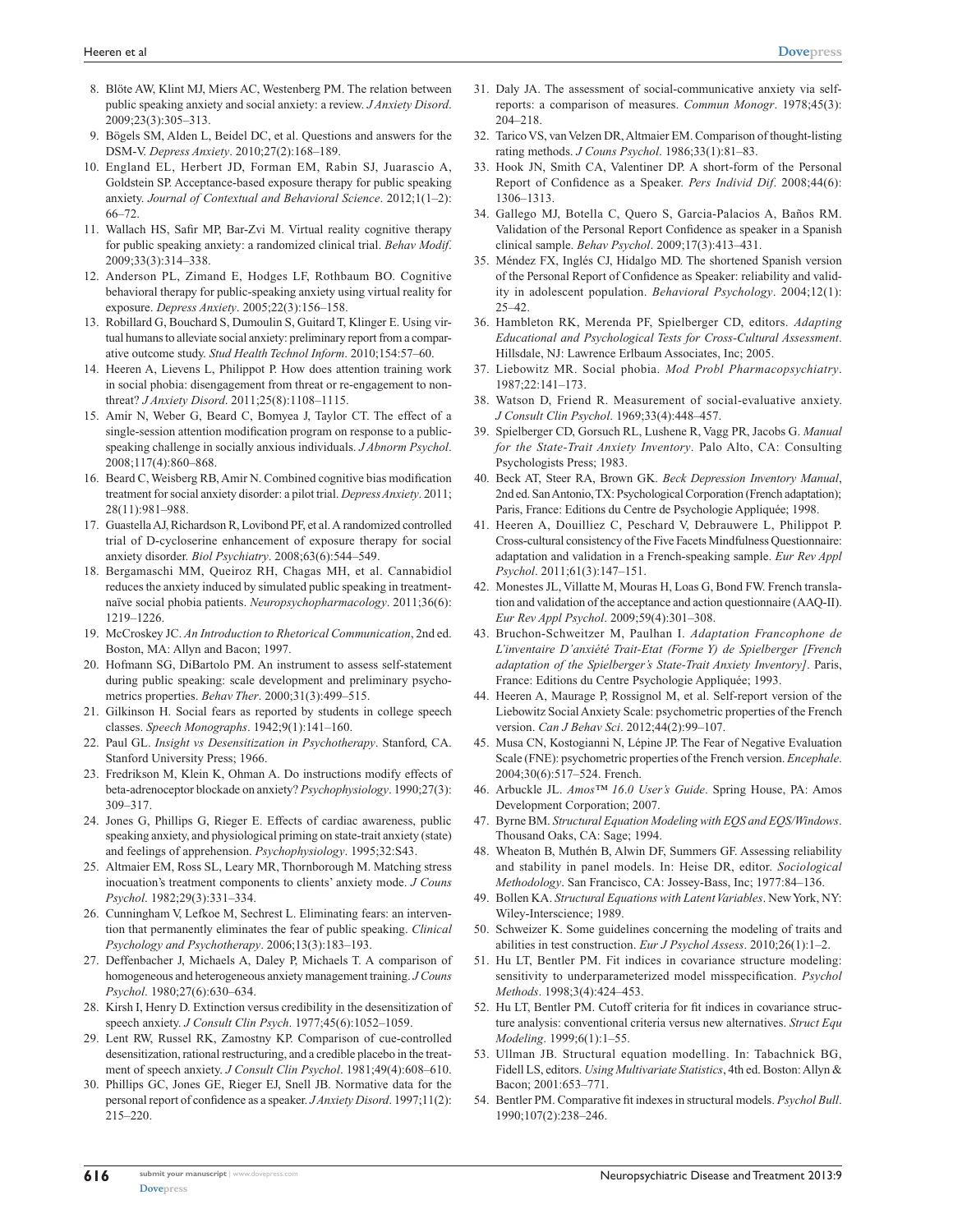8. Blöte AW, Klint MJ, Miers AC, Westenberg PM. The relation between public speaking anxiety and social anxiety: a review. *J Anxiety Disord*. 2009;23(3):305–313.
9. Bögels SM, Alden L, Beidel DC, et al. Questions and answers for the DSM-V. *Depress Anxiety*. 2010;27(2):168–189.
10. England EL, Herbert JD, Forman EM, Rabin SJ, Juarascio A, Goldstein SP. Acceptance-based exposure therapy for public speaking anxiety. *Journal of Contextual and Behavioral Science*. 2012;1(1–2): 66–72.
11. Wallach HS, Safir MP, Bar-Zvi M. Virtual reality cognitive therapy for public speaking anxiety: a randomized clinical trial. *Behav Modif*. 2009;33(3):314–338.
12. Anderson PL, Zimand E, Hodges LF, Rothbaum BO. Cognitive behavioral therapy for public-speaking anxiety using virtual reality for exposure. *Depress Anxiety*. 2005;22(3):156–158.
13. Robillard G, Bouchard S, Dumoulin S, Guitard T, Klinger E. Using virtual humans to alleviate social anxiety: preliminary report from a comparative outcome study. *Stud Health Technol Inform*. 2010;154:57–60.
14. Heeren A, Lievens L, Philippot P. How does attention training work in social phobia: disengagement from threat or re-engagement to non-threat? *J Anxiety Disord*. 2011;25(8):1108–1115.
15. Amir N, Weber G, Beard C, Bomyea J, Taylor CT. The effect of a single-session attention modification program on response to a public-speaking challenge in socially anxious individuals. *J Abnorm Psychol*. 2008;117(4):860–868.
16. Beard C, Weisberg RB, Amir N. Combined cognitive bias modification treatment for social anxiety disorder: a pilot trial. *Depress Anxiety*. 2011; 28(11):981–988.
17. Guastella AJ, Richardson R, Lovibond PF, et al. A randomized controlled trial of D-cycloserine enhancement of exposure therapy for social anxiety disorder. *Biol Psychiatry*. 2008;63(6):544–549.
18. Bergamaschi MM, Queiroz RH, Chagas MH, et al. Cannabidiol reduces the anxiety induced by simulated public speaking in treatment-naïve social phobia patients. *Neuropsychopharmacology*. 2011;36(6): 1219–1226.
19. McCroskey JC. *An Introduction to Rhetorical Communication*, 2nd ed. Boston, MA: Allyn and Bacon; 1997.
20. Hofmann SG, DiBartolo PM. An instrument to assess self-statement during public speaking: scale development and preliminary psychometrics properties. *Behav Ther*. 2000;31(3):499–515.
21. Gilkinson H. Social fears as reported by students in college speech classes. *Speech Monographs*. 1942;9(1):141–160.
22. Paul GL. *Insight vs Desensitization in Psychotherapy*. Stanford, CA. Stanford University Press; 1966.
23. Fredrikson M, Klein K, Ohman A. Do instructions modify effects of beta-adrenoceptor blockade on anxiety? *Psychophysiology*. 1990;27(3): 309–317.
24. Jones G, Phillips G, Rieger E. Effects of cardiac awareness, public speaking anxiety, and physiological priming on state-trait anxiety (state) and feelings of apprehension. *Psychophysiology*. 1995;32:S43.
25. Altmaier EM, Ross SL, Leary MR, Thornborough M. Matching stress inocuation's treatment components to clients' anxiety mode. *J Couns Psychol*. 1982;29(3):331–334.
26. Cunningham V, Lefkoe M, Sechrest L. Eliminating fears: an intervention that permanently eliminates the fear of public speaking. *Clinical Psychology and Psychotherapy*. 2006;13(3):183–193.
27. Deffenbacher J, Michaels A, Daley P, Michaels T. A comparison of homogeneous and heterogeneous anxiety management training. *J Couns Psychol*. 1980;27(6):630–634.
28. Kirsh I, Henry D. Extinction versus credibility in the desensitization of speech anxiety. *J Consult Clin Psych*. 1977;45(6):1052–1059.
29. Lent RW, Russel RK, Zamostny KP. Comparison of cue-controlled desensitization, rational restructuring, and a credible placebo in the treatment of speech anxiety. *J Consult Clin Psychol*. 1981;49(4):608–610.
30. Phillips GC, Jones GE, Rieger EJ, Snell JB. Normative data for the personal report of confidence as a speaker. *J Anxiety Disord*. 1997;11(2): 215–220.
31. Daly JA. The assessment of social-communicative anxiety via self-reports: a comparison of measures. *Commun Monogr*. 1978;45(3): 204–218.
32. Tarico VS, van Velzen DR, Altmaier EM. Comparison of thought-listing rating methods. *J Couns Psychol*. 1986;33(1):81–83.
33. Hook JN, Smith CA, Valentiner DP. A short-form of the Personal Report of Confidence as a Speaker. *Pers Individ Dif*. 2008;44(6): 1306–1313.
34. Gallego MJ, Botella C, Quero S, Garcia-Palacios A, Baños RM. Validation of the Personal Report Confidence as speaker in a Spanish clinical sample. *Behav Psychol*. 2009;17(3):413–431.
35. Méndez FX, Inglés CJ, Hidalgo MD. The shortened Spanish version of the Personal Report of Confidence as Speaker: reliability and validity in adolescent population. *Behavioral Psychology*. 2004;12(1): 25–42.
36. Hambleton RK, Merenda PF, Spielberger CD, editors. *Adapting Educational and Psychological Tests for Cross-Cultural Assessment*. Hillsdale, NJ: Lawrence Erlbaum Associates, Inc; 2005.
37. Liebowitz MR. Social phobia. *Mod Probl Pharmacopsychiatry*. 1987;22:141–173.
38. Watson D, Friend R. Measurement of social-evaluative anxiety. *J Consult Clin Psychol*. 1969;33(4):448–457.
39. Spielberger CD, Gorsuch RL, Lushene R, Vagg PR, Jacobs G. *Manual for the State-Trait Anxiety Inventory*. Palo Alto, CA: Consulting Psychologists Press; 1983.
40. Beck AT, Steer RA, Brown GK. *Beck Depression Inventory Manual*, 2nd ed. San Antonio, TX: Psychological Corporation (French adaptation); Paris, France: Editions du Centre de Psychologie Appliquée; 1998.
41. Heeren A, Douilliez C, Peschard V, Debrauwere L, Philippot P. Cross-cultural consistency of the Five Facets Mindfulness Questionnaire: adaptation and validation in a French-speaking sample. *Eur Rev Appl Psychol*. 2011;61(3):147–151.
42. Monestes JL, Villatte M, Mouras H, Loas G, Bond FW. French translation and validation of the acceptance and action questionnaire (AAQ-II). *Eur Rev Appl Psychol*. 2009;59(4):301–308.
43. Bruchon-Schweitzer M, Paulhan I. *Adaptation Francophone de L'inventaire D'anxiété Trait-Etat (Forme Y) de Spielberger [French adaptation of the Spielberger's State-Trait Anxiety Inventory]*. Paris, France: Editions du Centre Psychologie Appliquée; 1993.
44. Heeren A, Maurage P, Rossignol M, et al. Self-report version of the Liebowitz Social Anxiety Scale: psychometric properties of the French version. *Can J Behav Sci*. 2012;44(2):99–107.
45. Musa CN, Kostogianni N, Lépine JP. The Fear of Negative Evaluation Scale (FNE): psychometric properties of the French version. *Encephale*. 2004;30(6):517–524. French.
46. Arbuckle JL. *Amos™ 16.0 User's Guide*. Spring House, PA: Amos Development Corporation; 2007.
47. Byrne BM. *Structural Equation Modeling with EQS and EQS/Windows*. Thousand Oaks, CA: Sage; 1994.
48. Wheaton B, Muthén B, Alwin DF, Summers GF. Assessing reliability and stability in panel models. In: Heise DR, editor. *Sociological Methodology*. San Francisco, CA: Jossey-Bass, Inc; 1977:84–136.
49. Bollen KA. *Structural Equations with Latent Variables*. New York, NY: Wiley-Interscience; 1989.
50. Schweizer K. Some guidelines concerning the modeling of traits and abilities in test construction. *Eur J Psychol Assess*. 2010;26(1):1–2.
51. Hu LT, Bentler PM. Fit indices in covariance structure modeling: sensitivity to underparameterized model misspecification. *Psychol Methods*. 1998;3(4):424–453.
52. Hu LT, Bentler PM. Cutoff criteria for fit indices in covariance structure analysis: conventional criteria versus new alternatives. *Struct Equ Modeling*. 1999;6(1):1–55.
53. Ullman JB. Structural equation modelling. In: Tabachnick BG, Fidell LS, editors. *Using Multivariate Statistics*, 4th ed. Boston: Allyn & Bacon; 2001:653–771.
54. Bentler PM. Comparative fit indexes in structural models. *Psychol Bull*. 1990;107(2):238–246.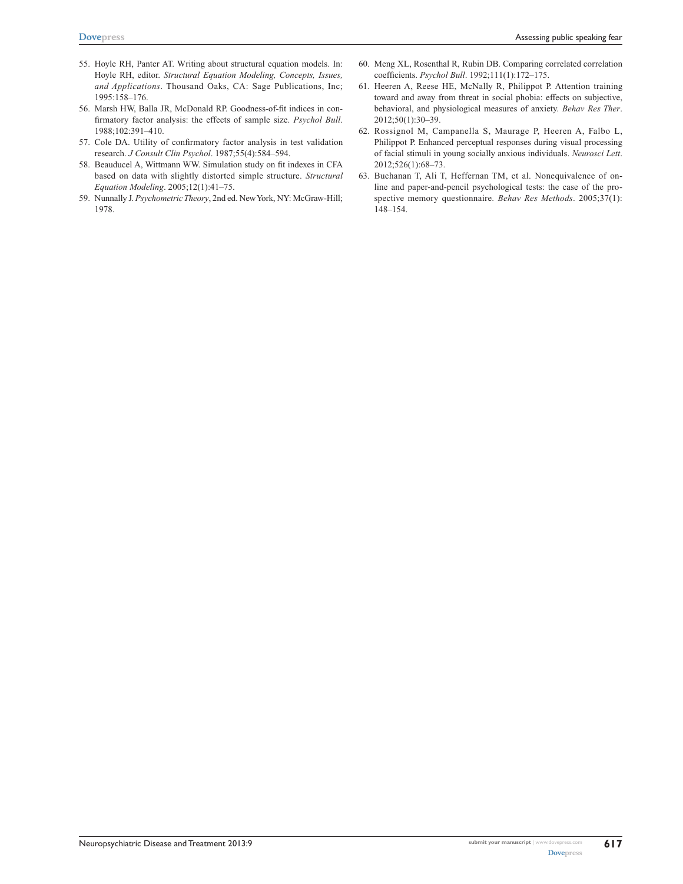55. Hoyle RH, Panter AT. Writing about structural equation models. In: Hoyle RH, editor. *Structural Equation Modeling, Concepts, Issues, and Applications*. Thousand Oaks, CA: Sage Publications, Inc; 1995:158–176.
56. Marsh HW, Balla JR, McDonald RP. Goodness-of-fit indices in confirmatory factor analysis: the effects of sample size. *Psychol Bull*. 1988;102:391–410.
57. Cole DA. Utility of confirmatory factor analysis in test validation research. *J Consult Clin Psychol*. 1987;55(4):584–594.
58. Beauducel A, Wittmann WW. Simulation study on fit indexes in CFA based on data with slightly distorted simple structure. *Structural Equation Modeling*. 2005;12(1):41–75.
59. Nunnally J. *Psychometric Theory*, 2nd ed. New York, NY: McGraw-Hill; 1978.
60. Meng XL, Rosenthal R, Rubin DB. Comparing correlated correlation coefficients. *Psychol Bull*. 1992;111(1):172–175.
61. Heeren A, Reese HE, McNally R, Philippot P. Attention training toward and away from threat in social phobia: effects on subjective, behavioral, and physiological measures of anxiety. *Behav Res Ther*. 2012;50(1):30–39.
62. Rossignol M, Campanella S, Maurage P, Heeren A, Falbo L, Philippot P. Enhanced perceptual responses during visual processing of facial stimuli in young socially anxious individuals. *Neurosci Lett*. 2012;526(1):68–73.
63. Buchanan T, Ali T, Heffernan TM, et al. Nonequivalence of on-line and paper-and-pencil psychological tests: the case of the prospective memory questionnaire. *Behav Res Methods*. 2005;37(1):148–154.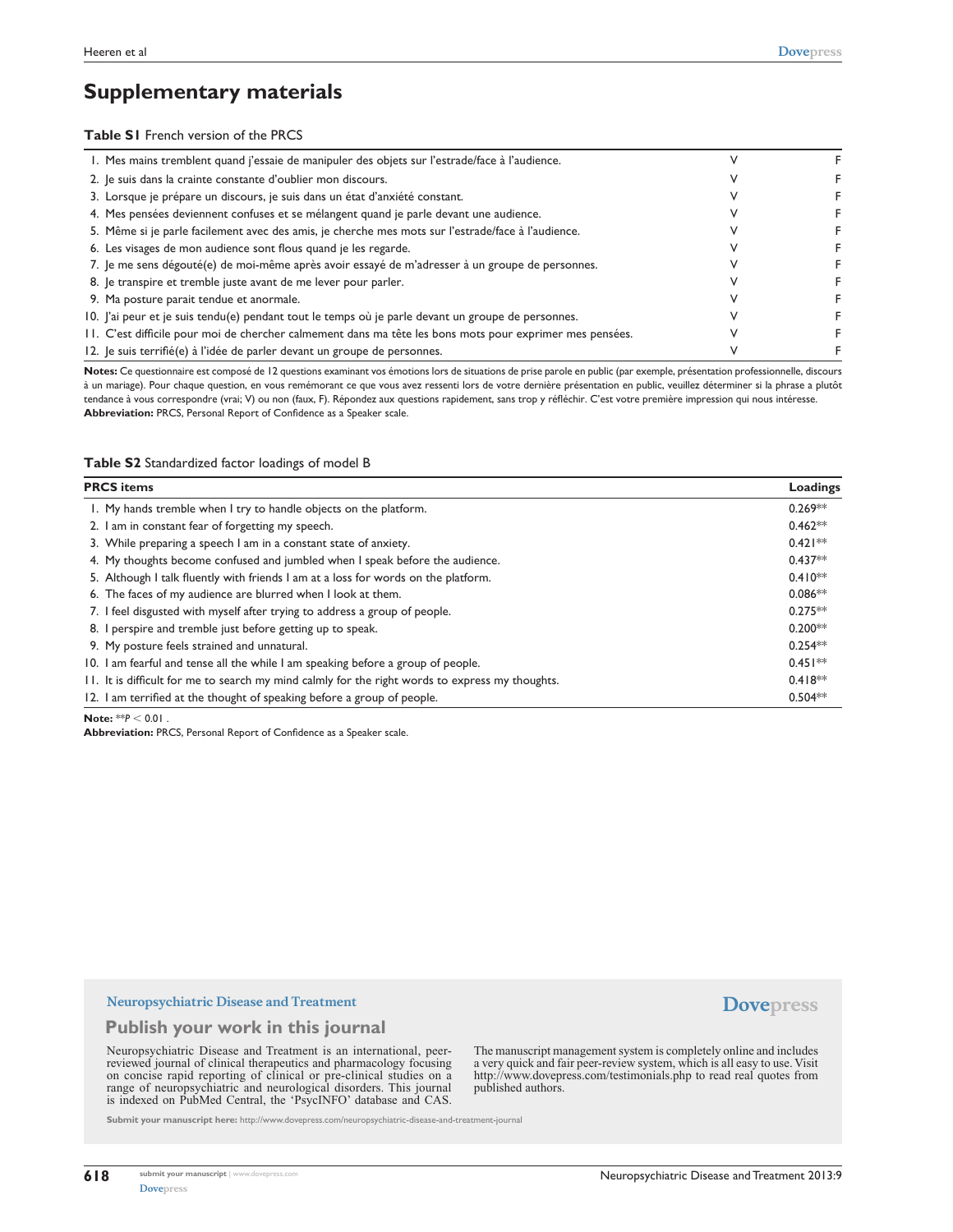## Supplementary materials

**Table S1** French version of the PRCS

| | | |
|---|---|---|
| 1. Mes mains tremblent quand j'essaie de manipuler des objets sur l'estrade/face à l'audience. | V | F |
| 2. Je suis dans la crainte constante d'oublier mon discours. | V | F |
| 3. Lorsque je prépare un discours, je suis dans un état d'anxiété constant. | V | F |
| 4. Mes pensées deviennent confuses et se mélangent quand je parle devant une audience. | V | F |
| 5. Même si je parle facilement avec des amis, je cherche mes mots sur l'estrade/face à l'audience. | V | F |
| 6. Les visages de mon audience sont flous quand je les regarde. | V | F |
| 7. Je me sens dégouté(e) de moi-même après avoir essayé de m'adresser à un groupe de personnes. | V | F |
| 8. Je transpire et tremble juste avant de me lever pour parler. | V | F |
| 9. Ma posture parait tendue et anormale. | V | F |
| 10. J'ai peur et je suis tendu(e) pendant tout le temps où je parle devant un groupe de personnes. | V | F |
| 11. C'est difficile pour moi de chercher calmement dans ma tête les bons mots pour exprimer mes pensées. | V | F |
| 12. Je suis terrifié(e) à l'idée de parler devant un groupe de personnes. | V | F |

**Notes:** Ce questionnaire est composé de 12 questions examinant vos émotions lors de situations de prise parole en public (par exemple, présentation professionnelle, discours à un mariage). Pour chaque question, en vous remémorant ce que vous avez ressenti lors de votre dernière présentation en public, veuillez déterminer si la phrase a plutôt tendance à vous correspondre (vrai; V) ou non (faux, F). Répondez aux questions rapidement, sans trop y réfléchir. C'est votre première impression qui nous intéresse.
**Abbreviation:** PRCS, Personal Report of Confidence as a Speaker scale.

**Table S2** Standardized factor loadings of model B

| PRCS items | Loadings |
|---|---|
| 1. My hands tremble when I try to handle objects on the platform. | 0.269** |
| 2. I am in constant fear of forgetting my speech. | 0.462** |
| 3. While preparing a speech I am in a constant state of anxiety. | 0.421** |
| 4. My thoughts become confused and jumbled when I speak before the audience. | 0.437** |
| 5. Although I talk fluently with friends I am at a loss for words on the platform. | 0.410** |
| 6. The faces of my audience are blurred when I look at them. | 0.086** |
| 7. I feel disgusted with myself after trying to address a group of people. | 0.275** |
| 8. I perspire and tremble just before getting up to speak. | 0.200** |
| 9. My posture feels strained and unnatural. | 0.254** |
| 10. I am fearful and tense all the while I am speaking before a group of people. | 0.451** |
| 11. It is difficult for me to search my mind calmly for the right words to express my thoughts. | 0.418** |
| 12. I am terrified at the thought of speaking before a group of people. | 0.504** |

**Note:** **$P < 0.01$ .
**Abbreviation:** PRCS, Personal Report of Confidence as a Speaker scale.

**Neuropsychiatric Disease and Treatment**

**Publish your work in this journal**

Neuropsychiatric Disease and Treatment is an international, peer-reviewed journal of clinical therapeutics and pharmacology focusing on concise rapid reporting of clinical or pre-clinical studies on a range of neuropsychiatric and neurological disorders. This journal is indexed on PubMed Central, the 'PsycINFO' database and CAS. The manuscript management system is completely online and includes a very quick and fair peer-review system, which is all easy to use. Visit http://www.dovepress.com/testimonials.php to read real quotes from published authors.

**Submit your manuscript here:** http://www.dovepress.com/neuropsychiatric-disease-and-treatment-journal